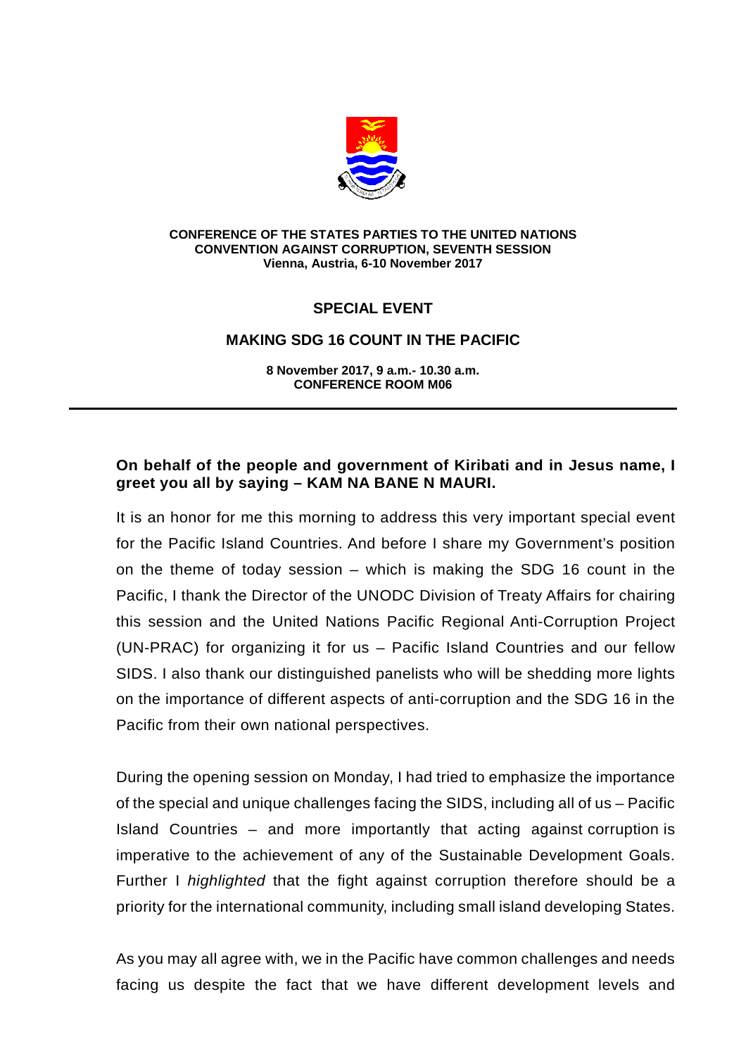**CONFERENCE OF THE STATES PARTIES TO THE UNITED NATIONS CONVENTION AGAINST CORRUPTION, SEVENTH SESSION**
**Vienna, Austria, 6-10 November 2017**

## SPECIAL EVENT

## MAKING SDG 16 COUNT IN THE PACIFIC

**8 November 2017, 9 a.m.- 10.30 a.m.**
**CONFERENCE ROOM M06**

---

**On behalf of the people and government of Kiribati and in Jesus name, I greet you all by saying – KAM NA BANE N MAURI.**

It is an honor for me this morning to address this very important special event for the Pacific Island Countries. And before I share my Government's position on the theme of today session – which is making the SDG 16 count in the Pacific, I thank the Director of the UNODC Division of Treaty Affairs for chairing this session and the United Nations Pacific Regional Anti-Corruption Project (UN-PRAC) for organizing it for us – Pacific Island Countries and our fellow SIDS. I also thank our distinguished panelists who will be shedding more lights on the importance of different aspects of anti-corruption and the SDG 16 in the Pacific from their own national perspectives.

During the opening session on Monday, I had tried to emphasize the importance of the special and unique challenges facing the SIDS, including all of us – Pacific Island Countries – and more importantly that acting against corruption is imperative to the achievement of any of the Sustainable Development Goals. Further I *highlighted* that the fight against corruption therefore should be a priority for the international community, including small island developing States.

As you may all agree with, we in the Pacific have common challenges and needs facing us despite the fact that we have different development levels and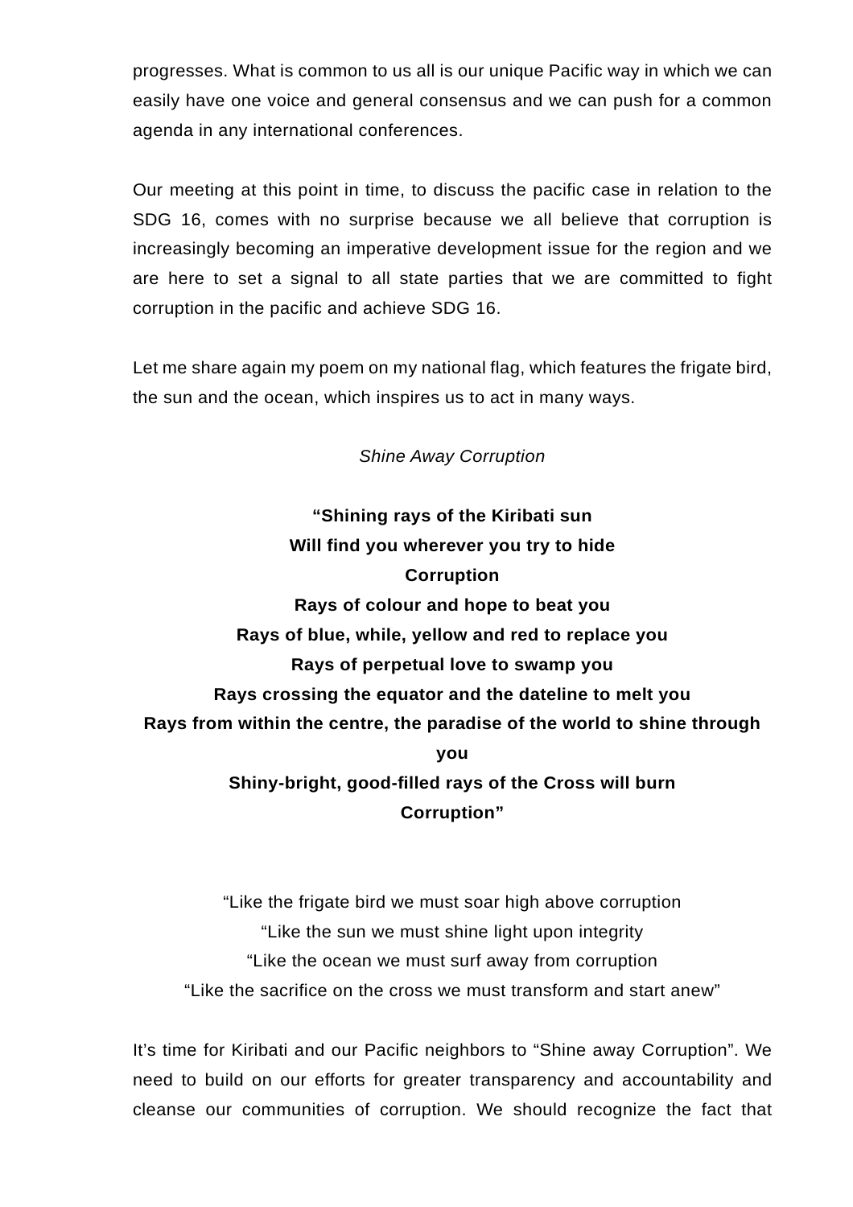progresses. What is common to us all is our unique Pacific way in which we can easily have one voice and general consensus and we can push for a common agenda in any international conferences.

Our meeting at this point in time, to discuss the pacific case in relation to the SDG 16, comes with no surprise because we all believe that corruption is increasingly becoming an imperative development issue for the region and we are here to set a signal to all state parties that we are committed to fight corruption in the pacific and achieve SDG 16.

Let me share again my poem on my national flag, which features the frigate bird, the sun and the ocean, which inspires us to act in many ways.

*Shine Away Corruption*

**"Shining rays of the Kiribati sun**
**Will find you wherever you try to hide**
**Corruption**
**Rays of colour and hope to beat you**
**Rays of blue, while, yellow and red to replace you**
**Rays of perpetual love to swamp you**
**Rays crossing the equator and the dateline to melt you**
**Rays from within the centre, the paradise of the world to shine through you**
**Shiny-bright, good-filled rays of the Cross will burn**
**Corruption"**

"Like the frigate bird we must soar high above corruption
"Like the sun we must shine light upon integrity
"Like the ocean we must surf away from corruption
"Like the sacrifice on the cross we must transform and start anew"

It's time for Kiribati and our Pacific neighbors to "Shine away Corruption". We need to build on our efforts for greater transparency and accountability and cleanse our communities of corruption. We should recognize the fact that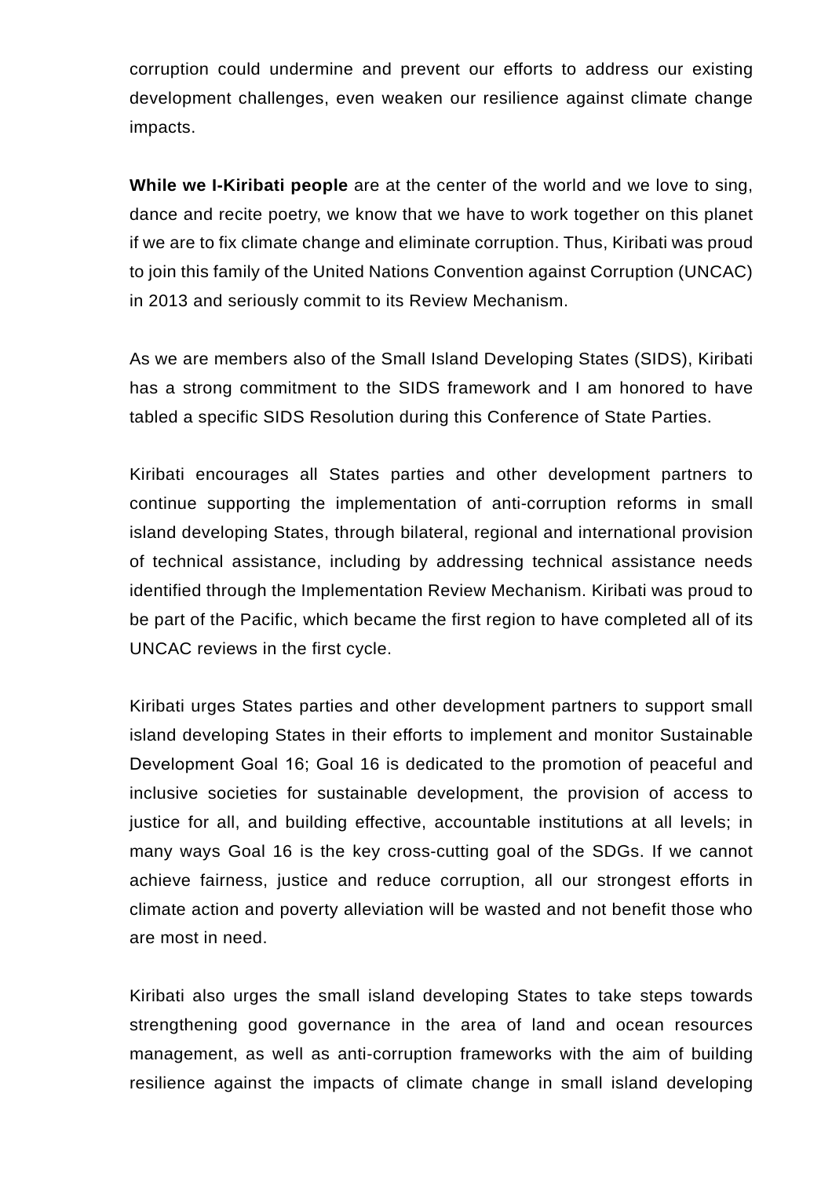corruption could undermine and prevent our efforts to address our existing development challenges, even weaken our resilience against climate change impacts.

**While we I-Kiribati people** are at the center of the world and we love to sing, dance and recite poetry, we know that we have to work together on this planet if we are to fix climate change and eliminate corruption. Thus, Kiribati was proud to join this family of the United Nations Convention against Corruption (UNCAC) in 2013 and seriously commit to its Review Mechanism.

As we are members also of the Small Island Developing States (SIDS), Kiribati has a strong commitment to the SIDS framework and I am honored to have tabled a specific SIDS Resolution during this Conference of State Parties.

Kiribati encourages all States parties and other development partners to continue supporting the implementation of anti-corruption reforms in small island developing States, through bilateral, regional and international provision of technical assistance, including by addressing technical assistance needs identified through the Implementation Review Mechanism. Kiribati was proud to be part of the Pacific, which became the first region to have completed all of its UNCAC reviews in the first cycle.

Kiribati urges States parties and other development partners to support small island developing States in their efforts to implement and monitor Sustainable Development Goal 16; Goal 16 is dedicated to the promotion of peaceful and inclusive societies for sustainable development, the provision of access to justice for all, and building effective, accountable institutions at all levels; in many ways Goal 16 is the key cross-cutting goal of the SDGs. If we cannot achieve fairness, justice and reduce corruption, all our strongest efforts in climate action and poverty alleviation will be wasted and not benefit those who are most in need.

Kiribati also urges the small island developing States to take steps towards strengthening good governance in the area of land and ocean resources management, as well as anti-corruption frameworks with the aim of building resilience against the impacts of climate change in small island developing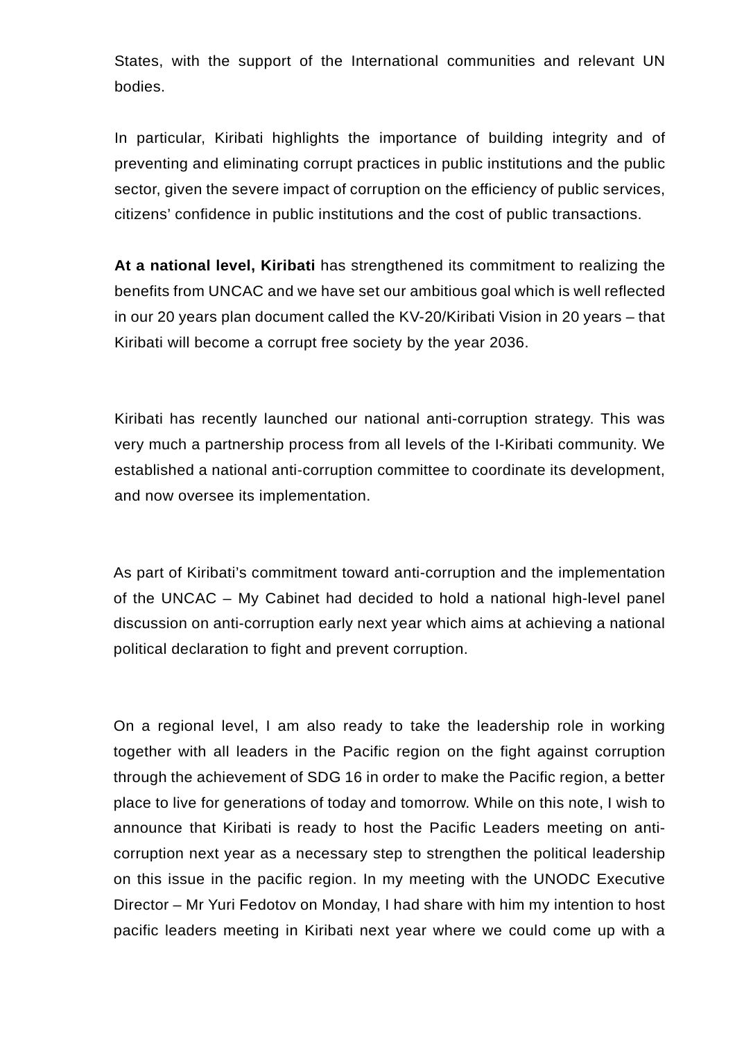States, with the support of the International communities and relevant UN bodies.

In particular, Kiribati highlights the importance of building integrity and of preventing and eliminating corrupt practices in public institutions and the public sector, given the severe impact of corruption on the efficiency of public services, citizens' confidence in public institutions and the cost of public transactions.

**At a national level, Kiribati** has strengthened its commitment to realizing the benefits from UNCAC and we have set our ambitious goal which is well reflected in our 20 years plan document called the KV-20/Kiribati Vision in 20 years – that Kiribati will become a corrupt free society by the year 2036.

Kiribati has recently launched our national anti-corruption strategy. This was very much a partnership process from all levels of the I-Kiribati community. We established a national anti-corruption committee to coordinate its development, and now oversee its implementation.

As part of Kiribati's commitment toward anti-corruption and the implementation of the UNCAC – My Cabinet had decided to hold a national high-level panel discussion on anti-corruption early next year which aims at achieving a national political declaration to fight and prevent corruption.

On a regional level, I am also ready to take the leadership role in working together with all leaders in the Pacific region on the fight against corruption through the achievement of SDG 16 in order to make the Pacific region, a better place to live for generations of today and tomorrow. While on this note, I wish to announce that Kiribati is ready to host the Pacific Leaders meeting on anti-corruption next year as a necessary step to strengthen the political leadership on this issue in the pacific region. In my meeting with the UNODC Executive Director – Mr Yuri Fedotov on Monday, I had share with him my intention to host pacific leaders meeting in Kiribati next year where we could come up with a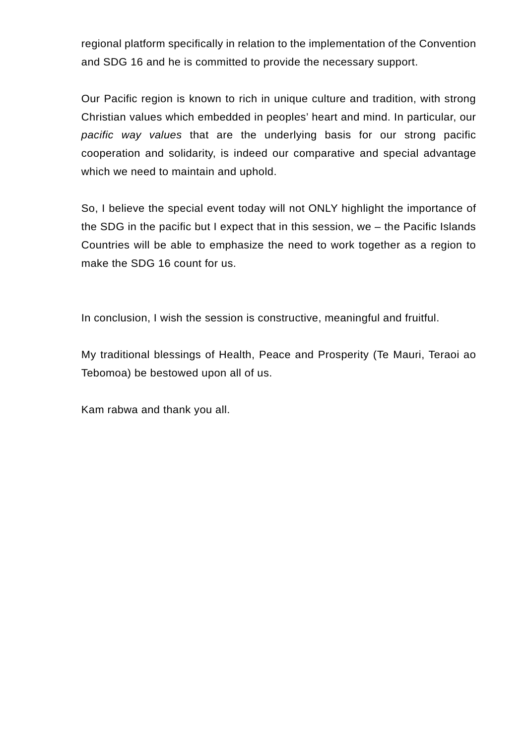regional platform specifically in relation to the implementation of the Convention and SDG 16 and he is committed to provide the necessary support.

Our Pacific region is known to rich in unique culture and tradition, with strong Christian values which embedded in peoples' heart and mind. In particular, our *pacific way values* that are the underlying basis for our strong pacific cooperation and solidarity, is indeed our comparative and special advantage which we need to maintain and uphold.

So, I believe the special event today will not ONLY highlight the importance of the SDG in the pacific but I expect that in this session, we – the Pacific Islands Countries will be able to emphasize the need to work together as a region to make the SDG 16 count for us.

In conclusion, I wish the session is constructive, meaningful and fruitful.

My traditional blessings of Health, Peace and Prosperity (Te Mauri, Teraoi ao Tebomoa) be bestowed upon all of us.

Kam rabwa and thank you all.